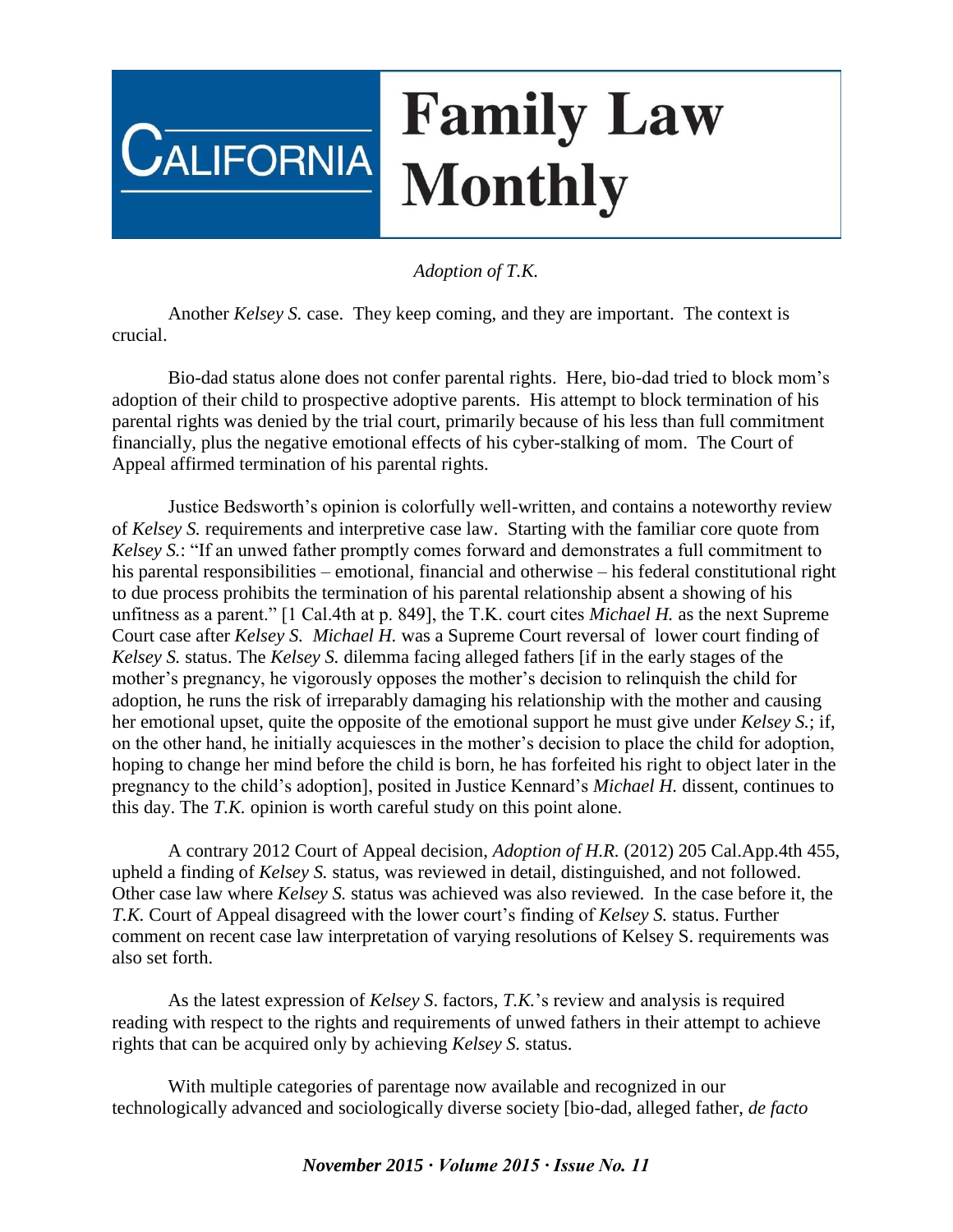# California Family Law Monthly

*Adoption of T.K.*

Another *Kelsey S.* case. They keep coming, and they are important. The context is crucial.

Bio-dad status alone does not confer parental rights. Here, bio-dad tried to block mom's adoption of their child to prospective adoptive parents. His attempt to block termination of his parental rights was denied by the trial court, primarily because of his less than full commitment financially, plus the negative emotional effects of his cyber-stalking of mom. The Court of Appeal affirmed termination of his parental rights.

Justice Bedsworth's opinion is colorfully well-written, and contains a noteworthy review of *Kelsey S.* requirements and interpretive case law. Starting with the familiar core quote from *Kelsey S.*: "If an unwed father promptly comes forward and demonstrates a full commitment to his parental responsibilities – emotional, financial and otherwise – his federal constitutional right to due process prohibits the termination of his parental relationship absent a showing of his unfitness as a parent." [1 Cal.4th at p. 849], the T.K. court cites *Michael H.* as the next Supreme Court case after *Kelsey S. Michael H.* was a Supreme Court reversal of lower court finding of *Kelsey S.* status. The *Kelsey S.* dilemma facing alleged fathers [if in the early stages of the mother's pregnancy, he vigorously opposes the mother's decision to relinquish the child for adoption, he runs the risk of irreparably damaging his relationship with the mother and causing her emotional upset, quite the opposite of the emotional support he must give under *Kelsey S.*; if, on the other hand, he initially acquiesces in the mother's decision to place the child for adoption, hoping to change her mind before the child is born, he has forfeited his right to object later in the pregnancy to the child's adoption], posited in Justice Kennard's *Michael H.* dissent, continues to this day. The *T.K.* opinion is worth careful study on this point alone.

A contrary 2012 Court of Appeal decision, *Adoption of H.R.* (2012) 205 Cal.App.4th 455, upheld a finding of *Kelsey S.* status, was reviewed in detail, distinguished, and not followed. Other case law where *Kelsey S.* status was achieved was also reviewed. In the case before it, the *T.K.* Court of Appeal disagreed with the lower court's finding of *Kelsey S.* status. Further comment on recent case law interpretation of varying resolutions of Kelsey S. requirements was also set forth.

As the latest expression of *Kelsey S*. factors, *T.K.*'s review and analysis is required reading with respect to the rights and requirements of unwed fathers in their attempt to achieve rights that can be acquired only by achieving *Kelsey S.* status.

With multiple categories of parentage now available and recognized in our technologically advanced and sociologically diverse society [bio-dad, alleged father, *de facto*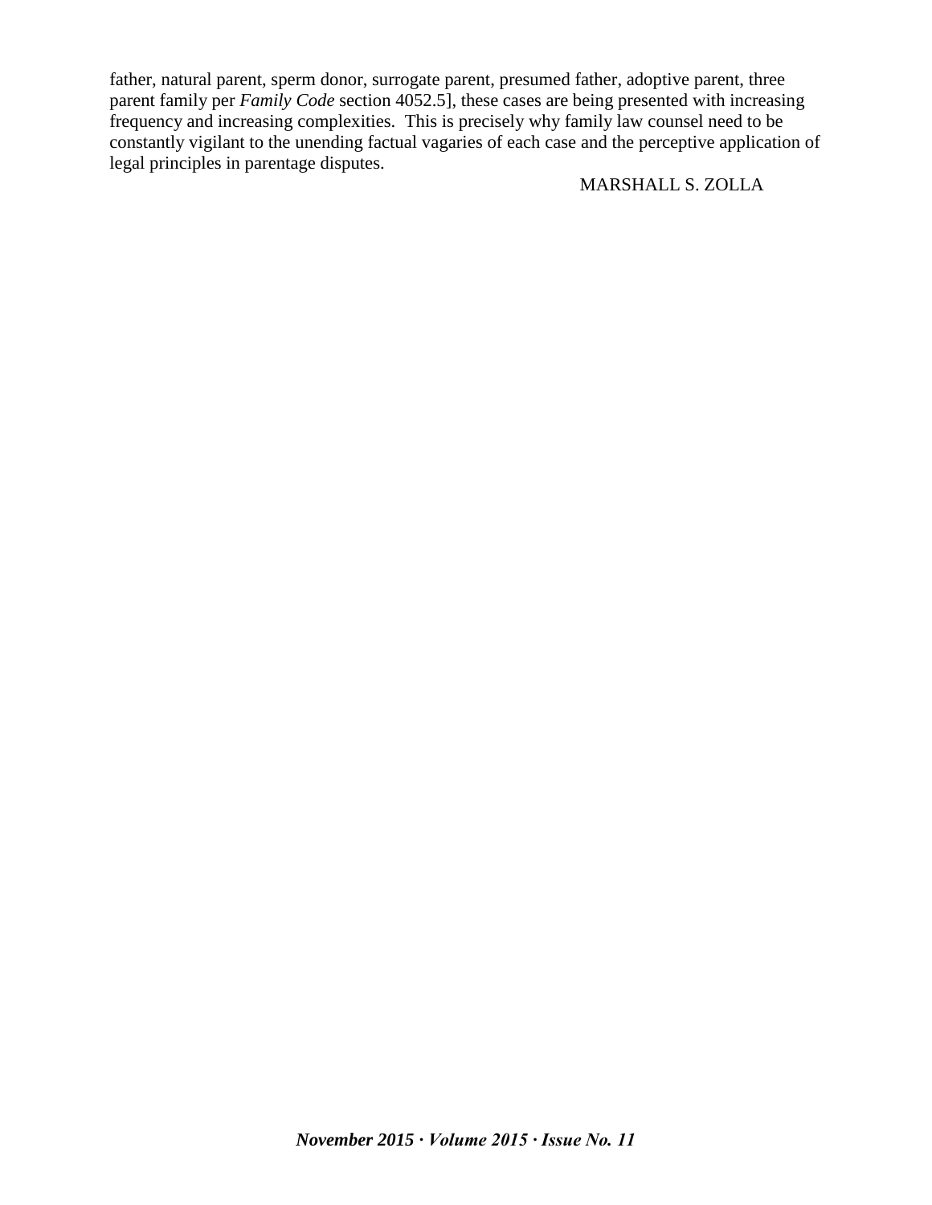father, natural parent, sperm donor, surrogate parent, presumed father, adoptive parent, three parent family per *Family Code* section 4052.5], these cases are being presented with increasing frequency and increasing complexities. This is precisely why family law counsel need to be constantly vigilant to the unending factual vagaries of each case and the perceptive application of legal principles in parentage disputes.

MARSHALL S. ZOLLA